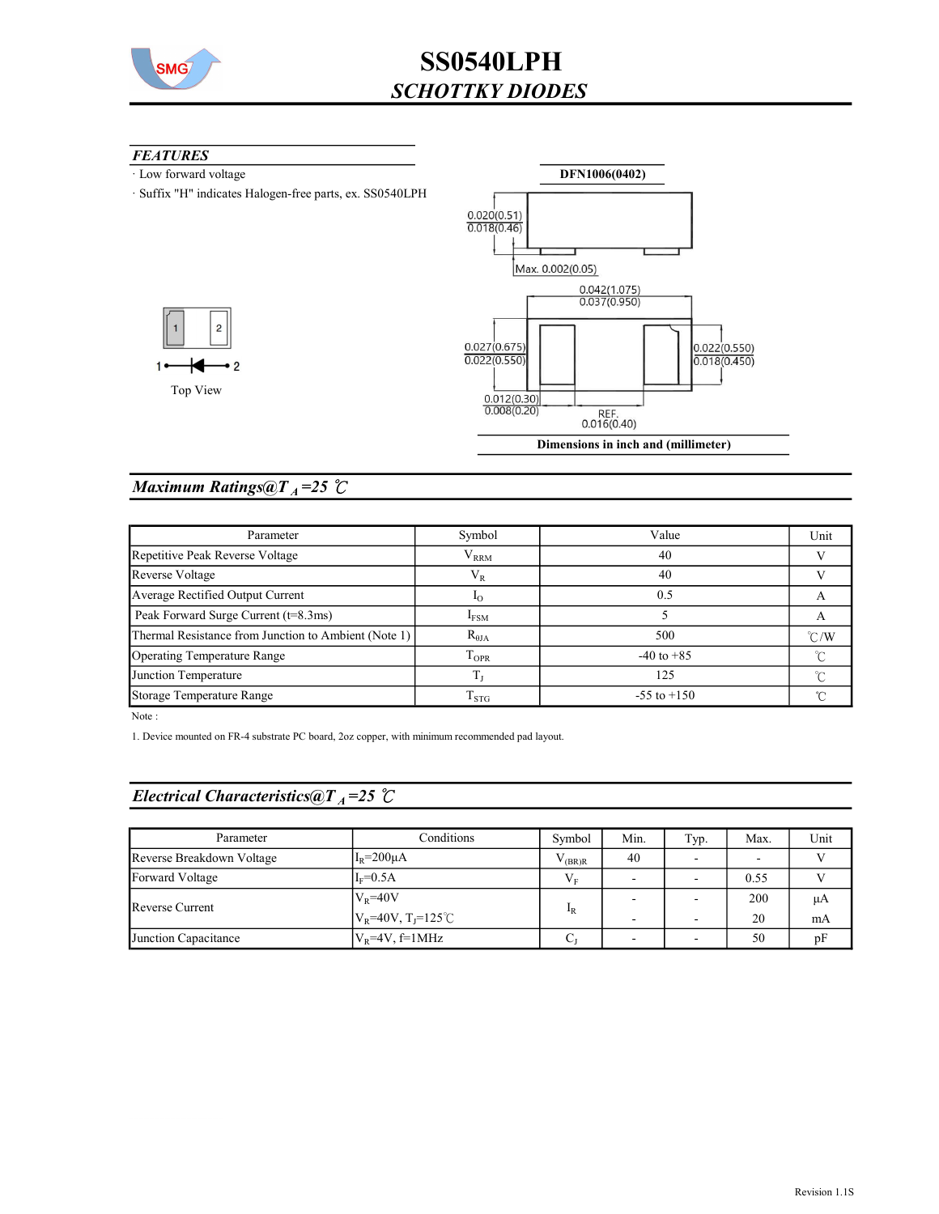# SS0540LPH

## SCHOTTKY DIODES

### FEATURES

· Low forward voltage

· Suffix "H" indicates Halogen-free parts, ex. SS0540LPH

**DFN1006(0402)**

0.020(0.51)
0.018(0.46)

Max. 0.002(0.05)

0.042(1.075)
0.037(0.950)

0.027(0.675)
0.022(0.550)

0.022(0.550)
0.018(0.450)

0.012(0.30)
0.008(0.20)

REF.
0.016(0.40)

**Dimensions in inch and (millimeter)**

1 2

Top View

### Maximum Ratings@$T_A$=25 ℃

| Parameter | Symbol | Value | Unit |
|---|---|---|---|
| Repetitive Peak Reverse Voltage | $V_{RRM}$ | 40 | V |
| Reverse Voltage | $V_R$ | 40 | V |
| Average Rectified Output Current | $I_O$ | 0.5 | A |
| Peak Forward Surge Current (t=8.3ms) | $I_{FSM}$ | 5 | A |
| Thermal Resistance from Junction to Ambient (Note 1) | $R_{\theta JA}$ | 500 | ℃/W |
| Operating Temperature Range | $T_{OPR}$ | -40 to +85 | ℃ |
| Junction Temperature | $T_J$ | 125 | ℃ |
| Storage Temperature Range | $T_{STG}$ | -55 to +150 | ℃ |

Note :

1. Device mounted on FR-4 substrate PC board, 2oz copper, with minimum recommended pad layout.

### Electrical Characteristics@$T_A$=25 ℃

| Parameter | Conditions | Symbol | Min. | Typ. | Max. | Unit |
|---|---|---|---|---|---|---|
| Reverse Breakdown Voltage | $I_R$=200μA | $V_{(BR)R}$ | 40 | - | - | V |
| Forward Voltage | $I_F$=0.5A | $V_F$ | - | - | 0.55 | V |
| Reverse Current | $V_R$=40V | $I_R$ | - | - | 200 | μA |
| | $V_R$=40V, $T_J$=125℃ | | - | - | 20 | mA |
| Junction Capacitance | $V_R$=4V, f=1MHz | $C_J$ | - | - | 50 | pF |

Revision 1.1S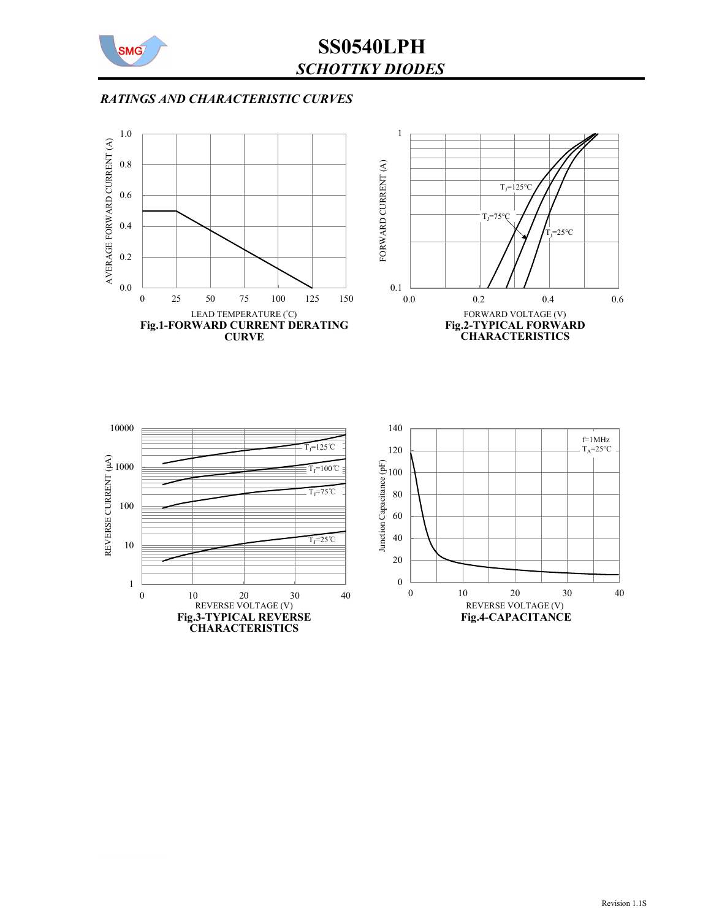## RATINGS AND CHARACTERISTIC CURVES

**Fig.1-FORWARD CURRENT DERATING CURVE**

**Fig.2-TYPICAL FORWARD CHARACTERISTICS**

**Fig.3-TYPICAL REVERSE CHARACTERISTICS**

**Fig.4-CAPACITANCE**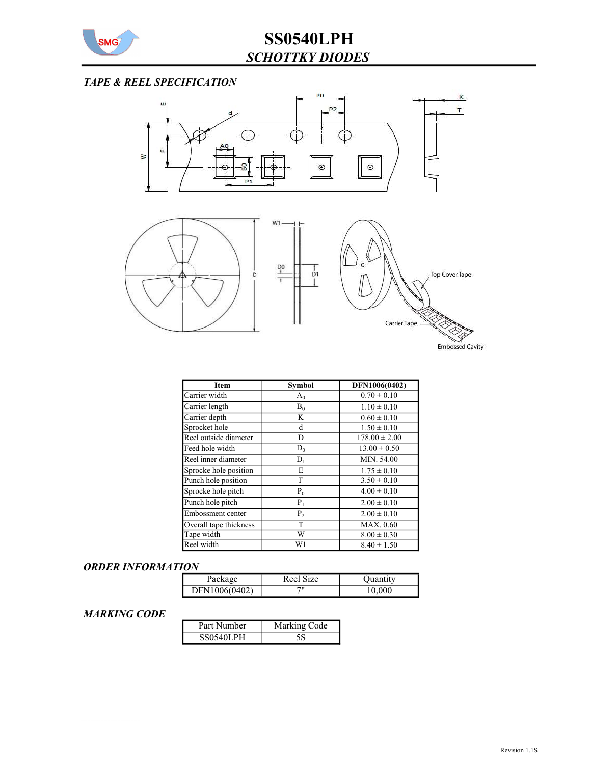# SS0540LPH

## *SCHOTTKY DIODES*

### *TAPE & REEL SPECIFICATION*

| Item | Symbol | DFN1006(0402) |
|---|---|---|
| Carrier width | $A_0$ | 0.70 ± 0.10 |
| Carrier length | $B_0$ | 1.10 ± 0.10 |
| Carrier depth | K | 0.60 ± 0.10 |
| Sprocket hole | d | 1.50 ± 0.10 |
| Reel outside diameter | D | 178.00 ± 2.00 |
| Feed hole width | $D_0$ | 13.00 ± 0.50 |
| Reel inner diameter | $D_1$ | MIN. 54.00 |
| Sprocke hole position | E | 1.75 ± 0.10 |
| Punch hole position | F | 3.50 ± 0.10 |
| Sprocke hole pitch | $P_0$ | 4.00 ± 0.10 |
| Punch hole pitch | $P_1$ | 2.00 ± 0.10 |
| Embossment center | $P_2$ | 2.00 ± 0.10 |
| Overall tape thickness | T | MAX. 0.60 |
| Tape width | W | 8.00 ± 0.30 |
| Reel width | W1 | 8.40 ± 1.50 |

### *ORDER INFORMATION*

| Package | Reel Size | Quantity |
|---|---|---|
| DFN1006(0402) | 7" | 10,000 |

### *MARKING CODE*

| Part Number | Marking Code |
|---|---|
| SS0540LPH | 5S |

Revision 1.1S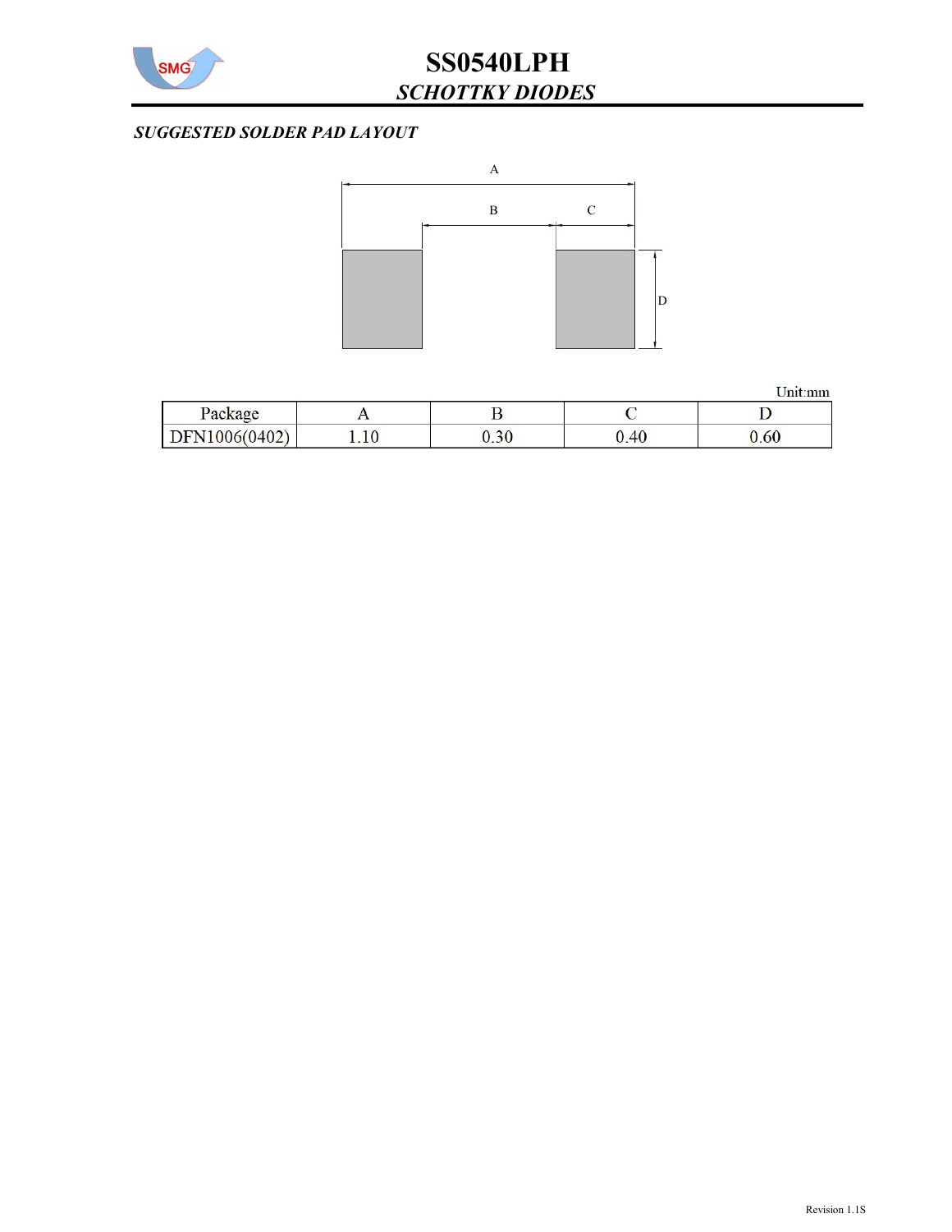# SS0540LPH

## *SCHOTTKY DIODES*

### *SUGGESTED SOLDER PAD LAYOUT*

A

B

C

D

Unit:mm

| Package | A | B | C | D |
|---|---|---|---|---|
| DFN1006(0402) | 1.10 | 0.30 | 0.40 | 0.60 |

Revision 1.1S